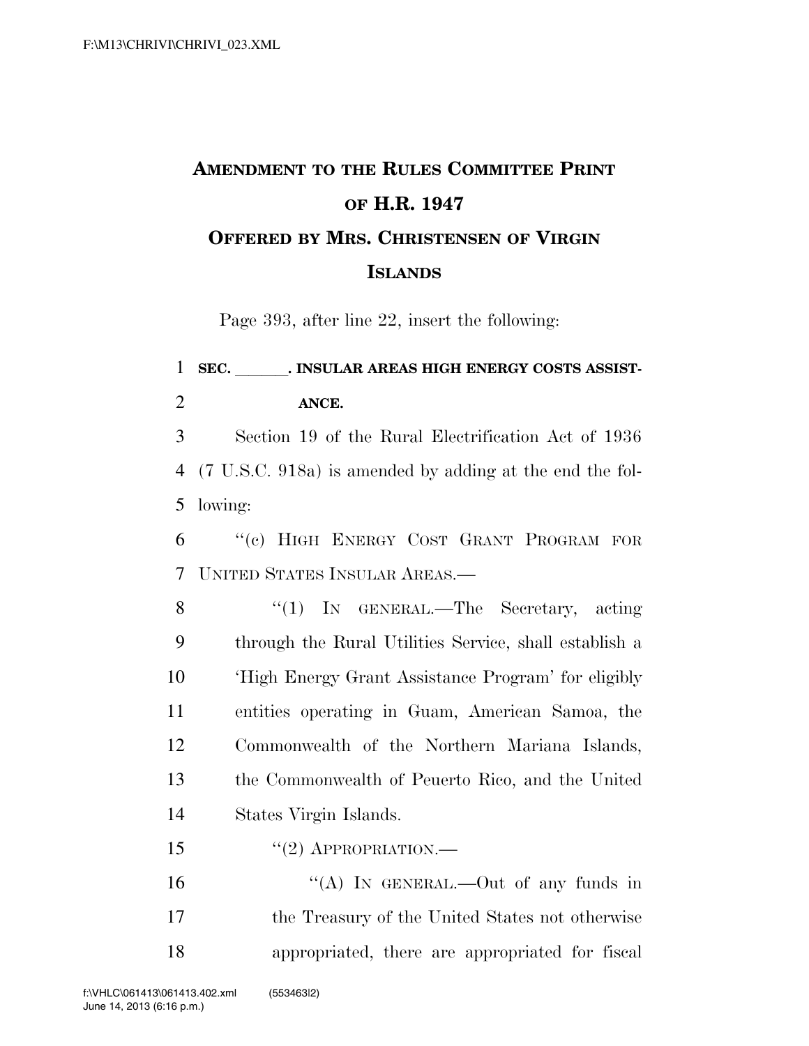# Amendment to the Rules Committee Print of H.R. 1947

## Offered by Mrs. Christensen of Virgin Islands

Page 393, after line 22, insert the following:

**SEC. \_\_\_\_\_\_. INSULAR AREAS HIGH ENERGY COSTS ASSISTANCE.**

Section 19 of the Rural Electrification Act of 1936 (7 U.S.C. 918a) is amended by adding at the end the following:

"(c) HIGH ENERGY COST GRANT PROGRAM FOR UNITED STATES INSULAR AREAS.—

"(1) IN GENERAL.—The Secretary, acting through the Rural Utilities Service, shall establish a 'High Energy Grant Assistance Program' for eligibly entities operating in Guam, American Samoa, the Commonwealth of the Northern Mariana Islands, the Commonwealth of Peuerto Rico, and the United States Virgin Islands.

"(2) APPROPRIATION.—

"(A) IN GENERAL.—Out of any funds in the Treasury of the United States not otherwise appropriated, there are appropriated for fiscal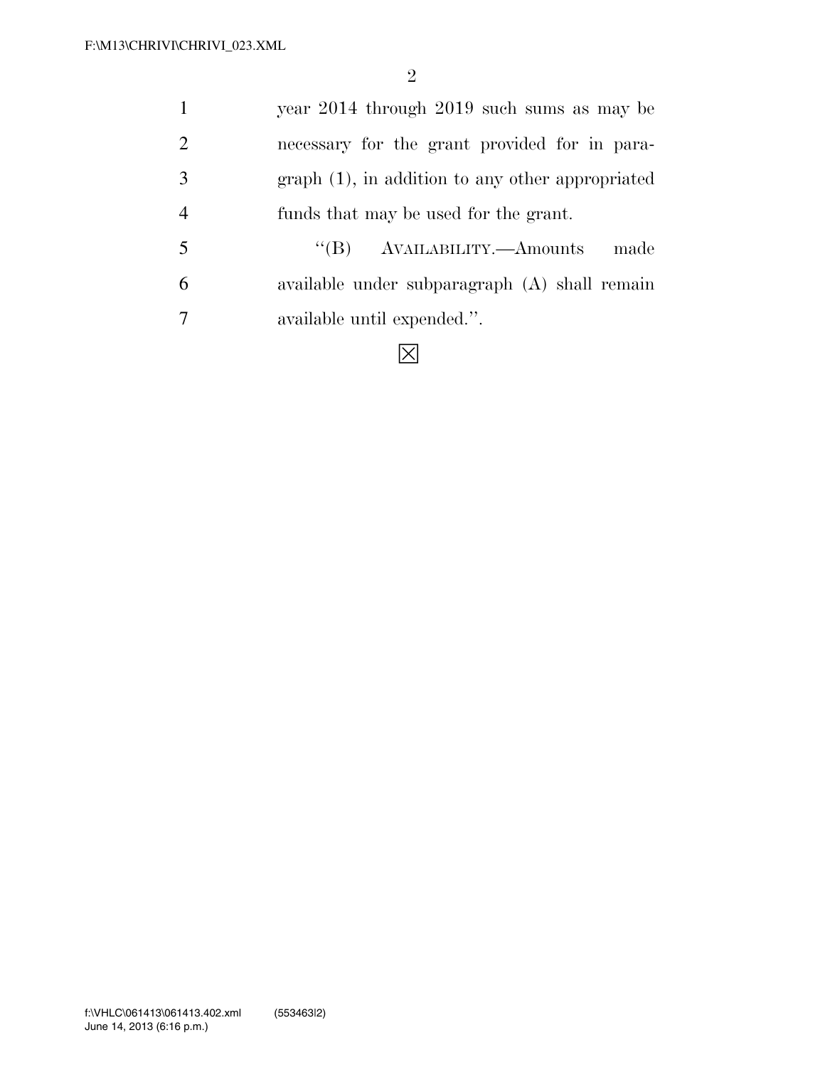year 2014 through 2019 such sums as may be necessary for the grant provided for in paragraph (1), in addition to any other appropriated funds that may be used for the grant.

''(B) AVAILABILITY.—Amounts made available under subparagraph (A) shall remain available until expended.''.